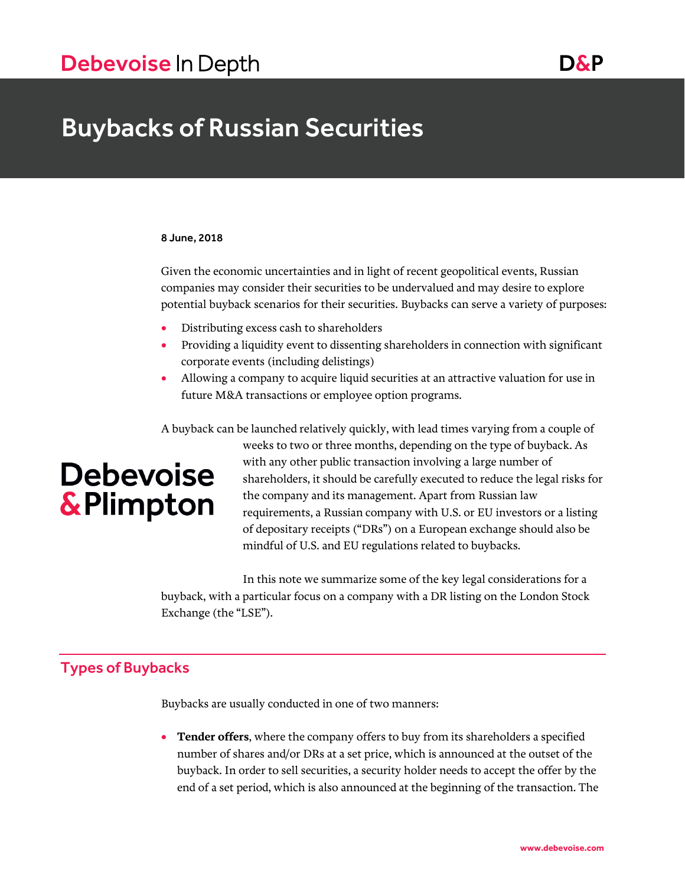# Buybacks of Russian Securities

**8 June, 2018**

Given the economic uncertainties and in light of recent geopolitical events, Russian companies may consider their securities to be undervalued and may desire to explore potential buyback scenarios for their securities. Buybacks can serve a variety of purposes:

- Distributing excess cash to shareholders
- Providing a liquidity event to dissenting shareholders in connection with significant corporate events (including delistings)
- Allowing a company to acquire liquid securities at an attractive valuation for use in future M&A transactions or employee option programs.

A buyback can be launched relatively quickly, with lead times varying from a couple of weeks to two or three months, depending on the type of buyback. As with any other public transaction involving a large number of shareholders, it should be carefully executed to reduce the legal risks for the company and its management. Apart from Russian law requirements, a Russian company with U.S. or EU investors or a listing of depositary receipts ("DRs") on a European exchange should also be mindful of U.S. and EU regulations related to buybacks.

In this note we summarize some of the key legal considerations for a buyback, with a particular focus on a company with a DR listing on the London Stock Exchange (the "LSE").

## Types of Buybacks

Buybacks are usually conducted in one of two manners:

- **Tender offers**, where the company offers to buy from its shareholders a specified number of shares and/or DRs at a set price, which is announced at the outset of the buyback. In order to sell securities, a security holder needs to accept the offer by the end of a set period, which is also announced at the beginning of the transaction. The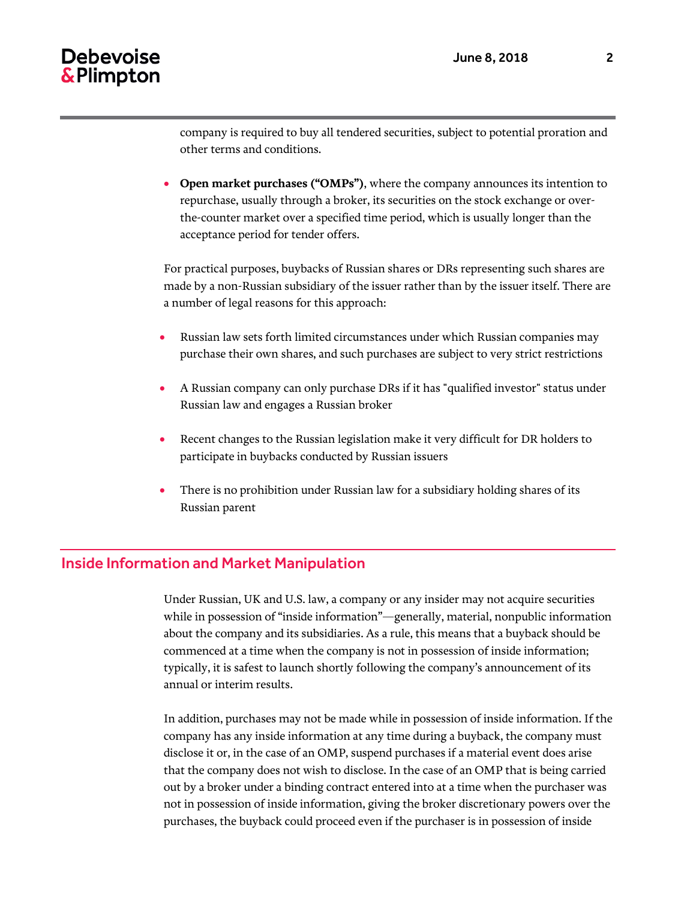company is required to buy all tendered securities, subject to potential proration and other terms and conditions.

- **Open market purchases ("OMPs")**, where the company announces its intention to repurchase, usually through a broker, its securities on the stock exchange or over-the-counter market over a specified time period, which is usually longer than the acceptance period for tender offers.

For practical purposes, buybacks of Russian shares or DRs representing such shares are made by a non-Russian subsidiary of the issuer rather than by the issuer itself. There are a number of legal reasons for this approach:

- Russian law sets forth limited circumstances under which Russian companies may purchase their own shares, and such purchases are subject to very strict restrictions
- A Russian company can only purchase DRs if it has "qualified investor" status under Russian law and engages a Russian broker
- Recent changes to the Russian legislation make it very difficult for DR holders to participate in buybacks conducted by Russian issuers
- There is no prohibition under Russian law for a subsidiary holding shares of its Russian parent

## Inside Information and Market Manipulation

Under Russian, UK and U.S. law, a company or any insider may not acquire securities while in possession of "inside information"—generally, material, nonpublic information about the company and its subsidiaries. As a rule, this means that a buyback should be commenced at a time when the company is not in possession of inside information; typically, it is safest to launch shortly following the company's announcement of its annual or interim results.

In addition, purchases may not be made while in possession of inside information. If the company has any inside information at any time during a buyback, the company must disclose it or, in the case of an OMP, suspend purchases if a material event does arise that the company does not wish to disclose. In the case of an OMP that is being carried out by a broker under a binding contract entered into at a time when the purchaser was not in possession of inside information, giving the broker discretionary powers over the purchases, the buyback could proceed even if the purchaser is in possession of inside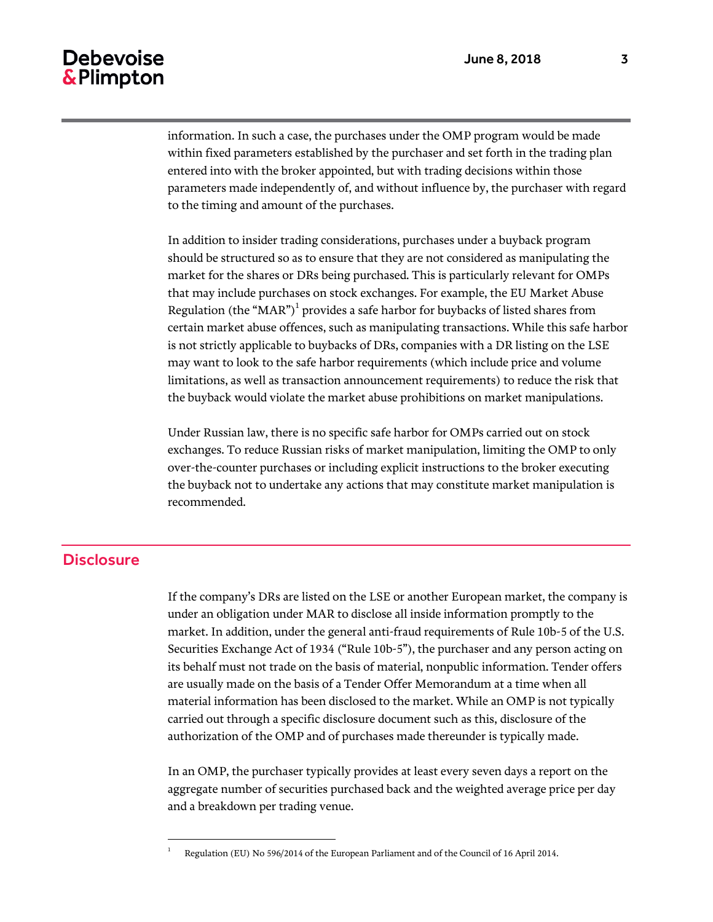information. In such a case, the purchases under the OMP program would be made within fixed parameters established by the purchaser and set forth in the trading plan entered into with the broker appointed, but with trading decisions within those parameters made independently of, and without influence by, the purchaser with regard to the timing and amount of the purchases.

In addition to insider trading considerations, purchases under a buyback program should be structured so as to ensure that they are not considered as manipulating the market for the shares or DRs being purchased. This is particularly relevant for OMPs that may include purchases on stock exchanges. For example, the EU Market Abuse Regulation (the "MAR")[1] provides a safe harbor for buybacks of listed shares from certain market abuse offences, such as manipulating transactions. While this safe harbor is not strictly applicable to buybacks of DRs, companies with a DR listing on the LSE may want to look to the safe harbor requirements (which include price and volume limitations, as well as transaction announcement requirements) to reduce the risk that the buyback would violate the market abuse prohibitions on market manipulations.

Under Russian law, there is no specific safe harbor for OMPs carried out on stock exchanges. To reduce Russian risks of market manipulation, limiting the OMP to only over-the-counter purchases or including explicit instructions to the broker executing the buyback not to undertake any actions that may constitute market manipulation is recommended.

## Disclosure

If the company's DRs are listed on the LSE or another European market, the company is under an obligation under MAR to disclose all inside information promptly to the market. In addition, under the general anti-fraud requirements of Rule 10b-5 of the U.S. Securities Exchange Act of 1934 ("Rule 10b-5"), the purchaser and any person acting on its behalf must not trade on the basis of material, nonpublic information. Tender offers are usually made on the basis of a Tender Offer Memorandum at a time when all material information has been disclosed to the market. While an OMP is not typically carried out through a specific disclosure document such as this, disclosure of the authorization of the OMP and of purchases made thereunder is typically made.

In an OMP, the purchaser typically provides at least every seven days a report on the aggregate number of securities purchased back and the weighted average price per day and a breakdown per trading venue.

---

[1] Regulation (EU) No 596/2014 of the European Parliament and of the Council of 16 April 2014.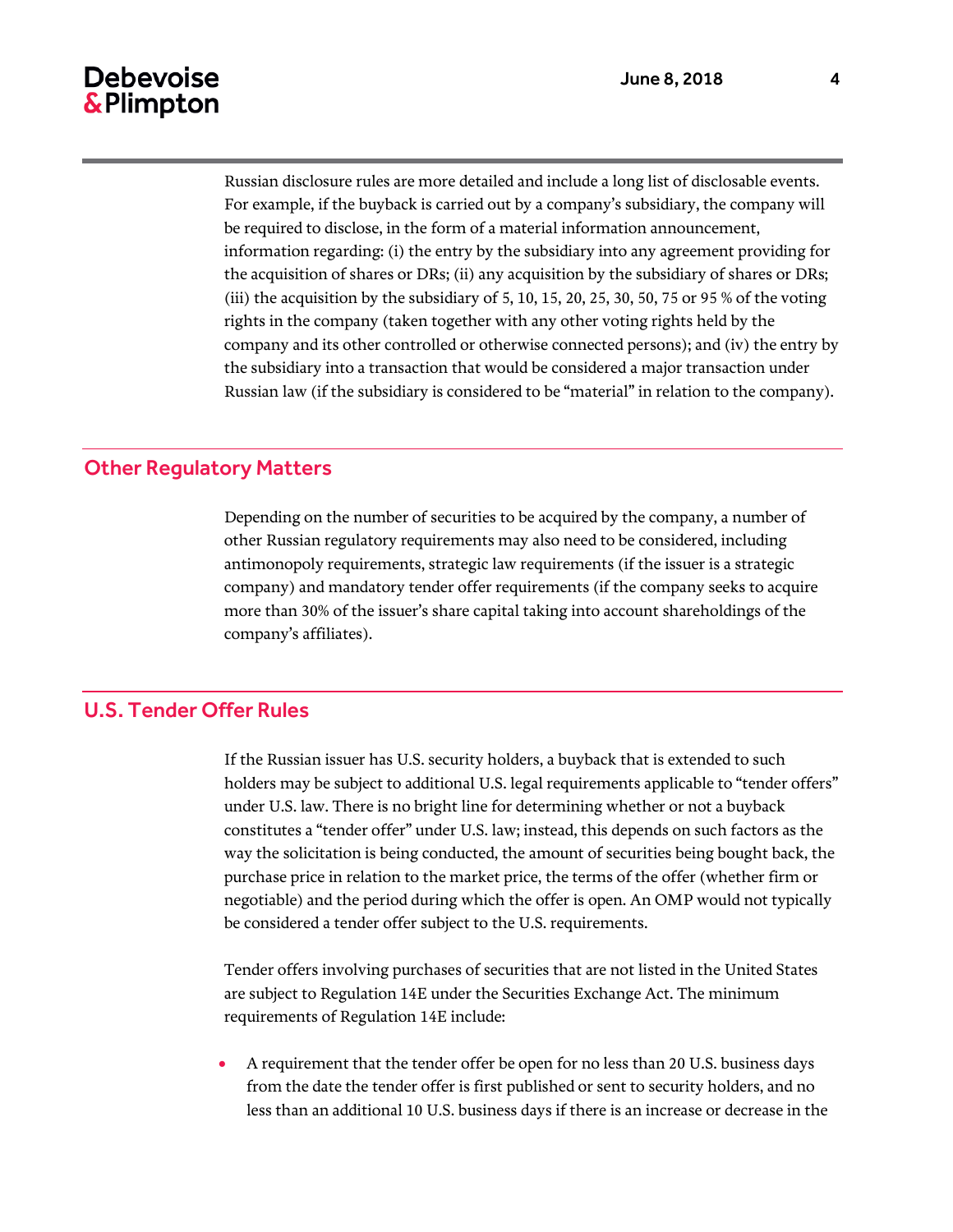Russian disclosure rules are more detailed and include a long list of disclosable events. For example, if the buyback is carried out by a company's subsidiary, the company will be required to disclose, in the form of a material information announcement, information regarding: (i) the entry by the subsidiary into any agreement providing for the acquisition of shares or DRs; (ii) any acquisition by the subsidiary of shares or DRs; (iii) the acquisition by the subsidiary of 5, 10, 15, 20, 25, 30, 50, 75 or 95 % of the voting rights in the company (taken together with any other voting rights held by the company and its other controlled or otherwise connected persons); and (iv) the entry by the subsidiary into a transaction that would be considered a major transaction under Russian law (if the subsidiary is considered to be "material" in relation to the company).

## Other Regulatory Matters

Depending on the number of securities to be acquired by the company, a number of other Russian regulatory requirements may also need to be considered, including antimonopoly requirements, strategic law requirements (if the issuer is a strategic company) and mandatory tender offer requirements (if the company seeks to acquire more than 30% of the issuer's share capital taking into account shareholdings of the company's affiliates).

## U.S. Tender Offer Rules

If the Russian issuer has U.S. security holders, a buyback that is extended to such holders may be subject to additional U.S. legal requirements applicable to "tender offers" under U.S. law. There is no bright line for determining whether or not a buyback constitutes a "tender offer" under U.S. law; instead, this depends on such factors as the way the solicitation is being conducted, the amount of securities being bought back, the purchase price in relation to the market price, the terms of the offer (whether firm or negotiable) and the period during which the offer is open. An OMP would not typically be considered a tender offer subject to the U.S. requirements.

Tender offers involving purchases of securities that are not listed in the United States are subject to Regulation 14E under the Securities Exchange Act. The minimum requirements of Regulation 14E include:

- A requirement that the tender offer be open for no less than 20 U.S. business days from the date the tender offer is first published or sent to security holders, and no less than an additional 10 U.S. business days if there is an increase or decrease in the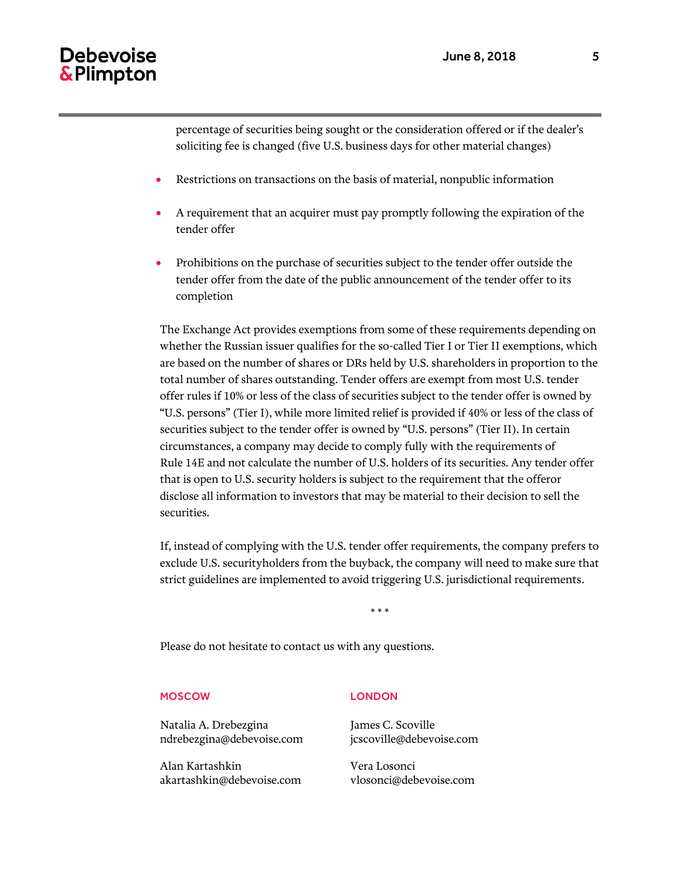percentage of securities being sought or the consideration offered or if the dealer's soliciting fee is changed (five U.S. business days for other material changes)

- Restrictions on transactions on the basis of material, nonpublic information
- A requirement that an acquirer must pay promptly following the expiration of the tender offer
- Prohibitions on the purchase of securities subject to the tender offer outside the tender offer from the date of the public announcement of the tender offer to its completion

The Exchange Act provides exemptions from some of these requirements depending on whether the Russian issuer qualifies for the so-called Tier I or Tier II exemptions, which are based on the number of shares or DRs held by U.S. shareholders in proportion to the total number of shares outstanding. Tender offers are exempt from most U.S. tender offer rules if 10% or less of the class of securities subject to the tender offer is owned by "U.S. persons" (Tier I), while more limited relief is provided if 40% or less of the class of securities subject to the tender offer is owned by "U.S. persons" (Tier II). In certain circumstances, a company may decide to comply fully with the requirements of Rule 14E and not calculate the number of U.S. holders of its securities. Any tender offer that is open to U.S. security holders is subject to the requirement that the offeror disclose all information to investors that may be material to their decision to sell the securities.

If, instead of complying with the U.S. tender offer requirements, the company prefers to exclude U.S. securityholders from the buyback, the company will need to make sure that strict guidelines are implemented to avoid triggering U.S. jurisdictional requirements.

\* \* \*

Please do not hesitate to contact us with any questions.

**MOSCOW**

Natalia A. Drebezgina
ndrebezgina@debevoise.com

Alan Kartashkin
akartashkin@debevoise.com

**LONDON**

James C. Scoville
jcscoville@debevoise.com

Vera Losonci
vlosonci@debevoise.com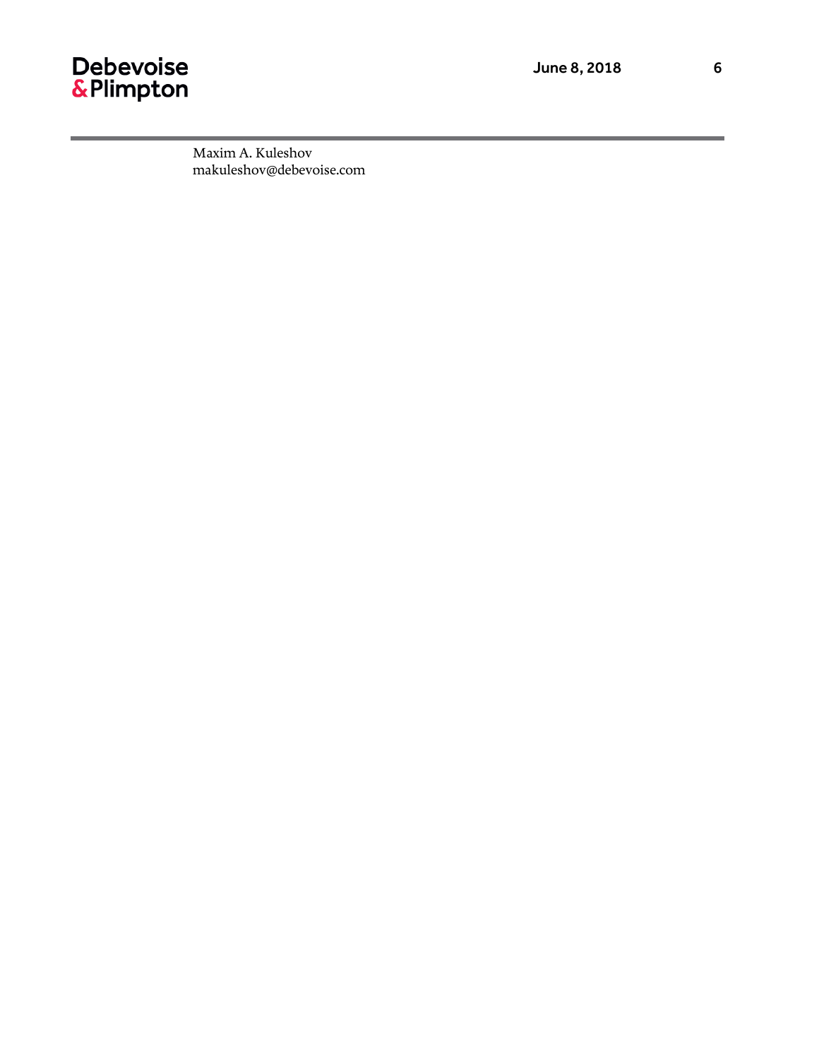Maxim A. Kuleshov
makuleshov@debevoise.com